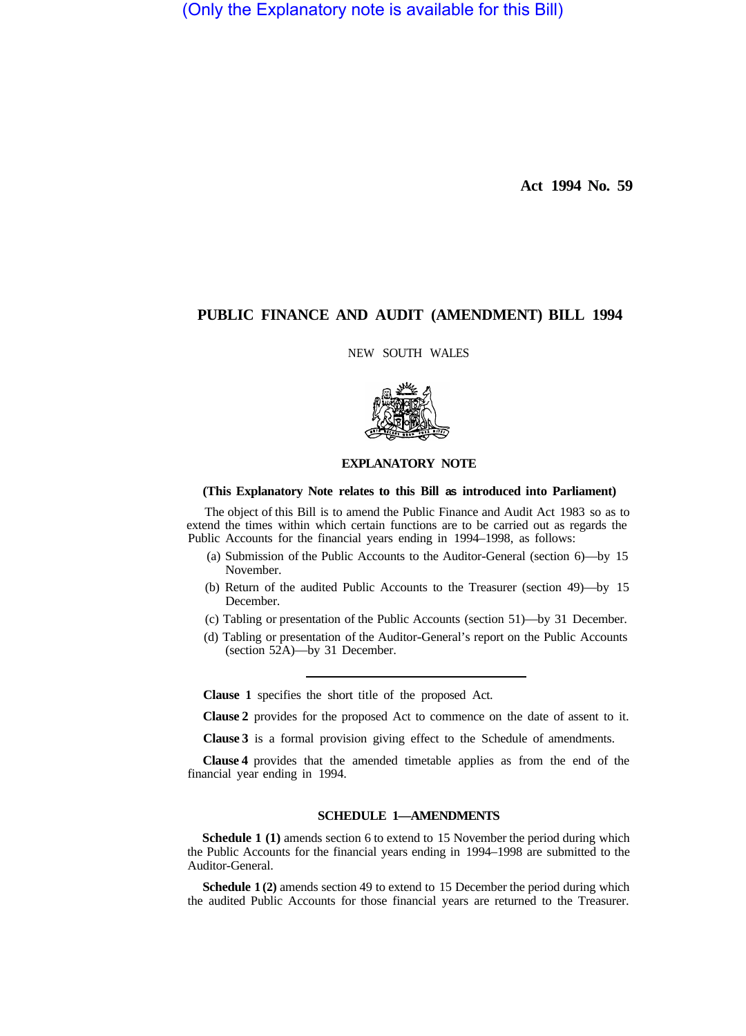(Only the Explanatory note is available for this Bill)

**Act 1994 No. 59**

# PUBLIC FINANCE AND AUDIT (AMENDMENT) BILL 1994

NEW SOUTH WALES

## EXPLANATORY NOTE

**(This Explanatory Note relates to this Bill as introduced into Parliament)**

The object of this Bill is to amend the Public Finance and Audit Act 1983 so as to extend the times within which certain functions are to be carried out as regards the Public Accounts for the financial years ending in 1994–1998, as follows:

(a) Submission of the Public Accounts to the Auditor-General (section 6)—by 15 November.

(b) Return of the audited Public Accounts to the Treasurer (section 49)—by 15 December.

(c) Tabling or presentation of the Public Accounts (section 51)—by 31 December.

(d) Tabling or presentation of the Auditor-General's report on the Public Accounts (section 52A)—by 31 December.

---

**Clause 1** specifies the short title of the proposed Act.

**Clause 2** provides for the proposed Act to commence on the date of assent to it.

**Clause 3** is a formal provision giving effect to the Schedule of amendments.

**Clause 4** provides that the amended timetable applies as from the end of the financial year ending in 1994.

### SCHEDULE 1—AMENDMENTS

**Schedule 1 (1)** amends section 6 to extend to 15 November the period during which the Public Accounts for the financial years ending in 1994–1998 are submitted to the Auditor-General.

**Schedule 1 (2)** amends section 49 to extend to 15 December the period during which the audited Public Accounts for those financial years are returned to the Treasurer.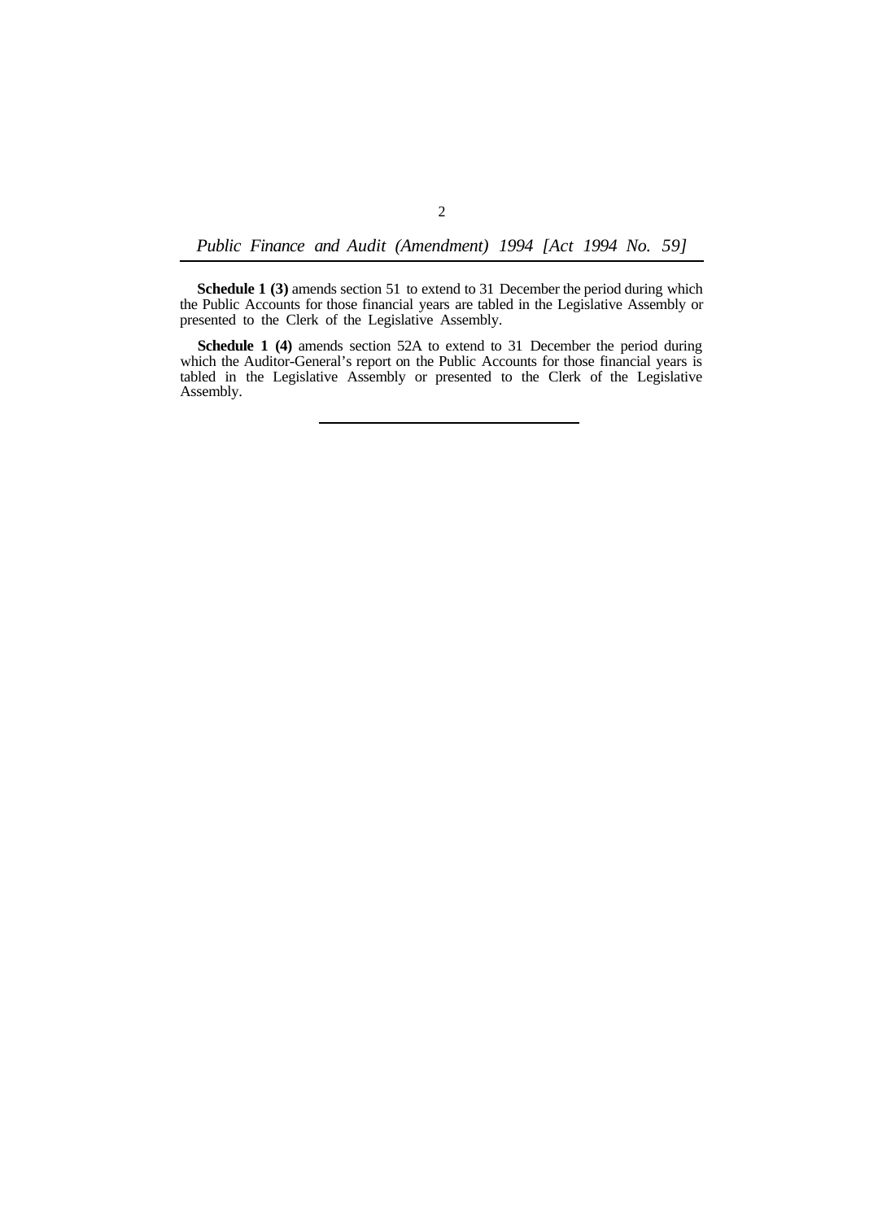**Schedule 1 (3)** amends section 51 to extend to 31 December the period during which the Public Accounts for those financial years are tabled in the Legislative Assembly or presented to the Clerk of the Legislative Assembly.

**Schedule 1 (4)** amends section 52A to extend to 31 December the period during which the Auditor-General's report on the Public Accounts for those financial years is tabled in the Legislative Assembly or presented to the Clerk of the Legislative Assembly.